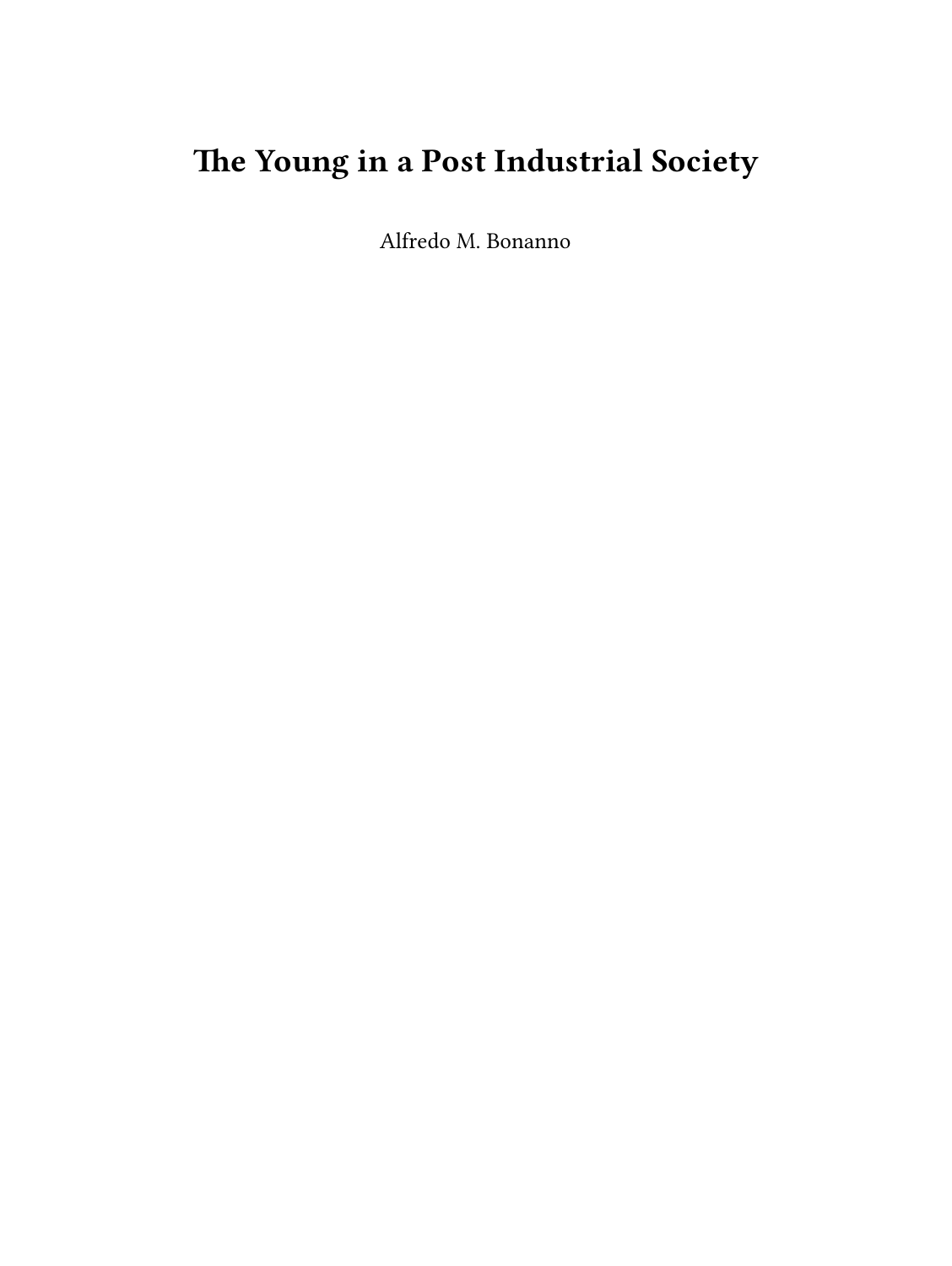# The Young in a Post Industrial Society

Alfredo M. Bonanno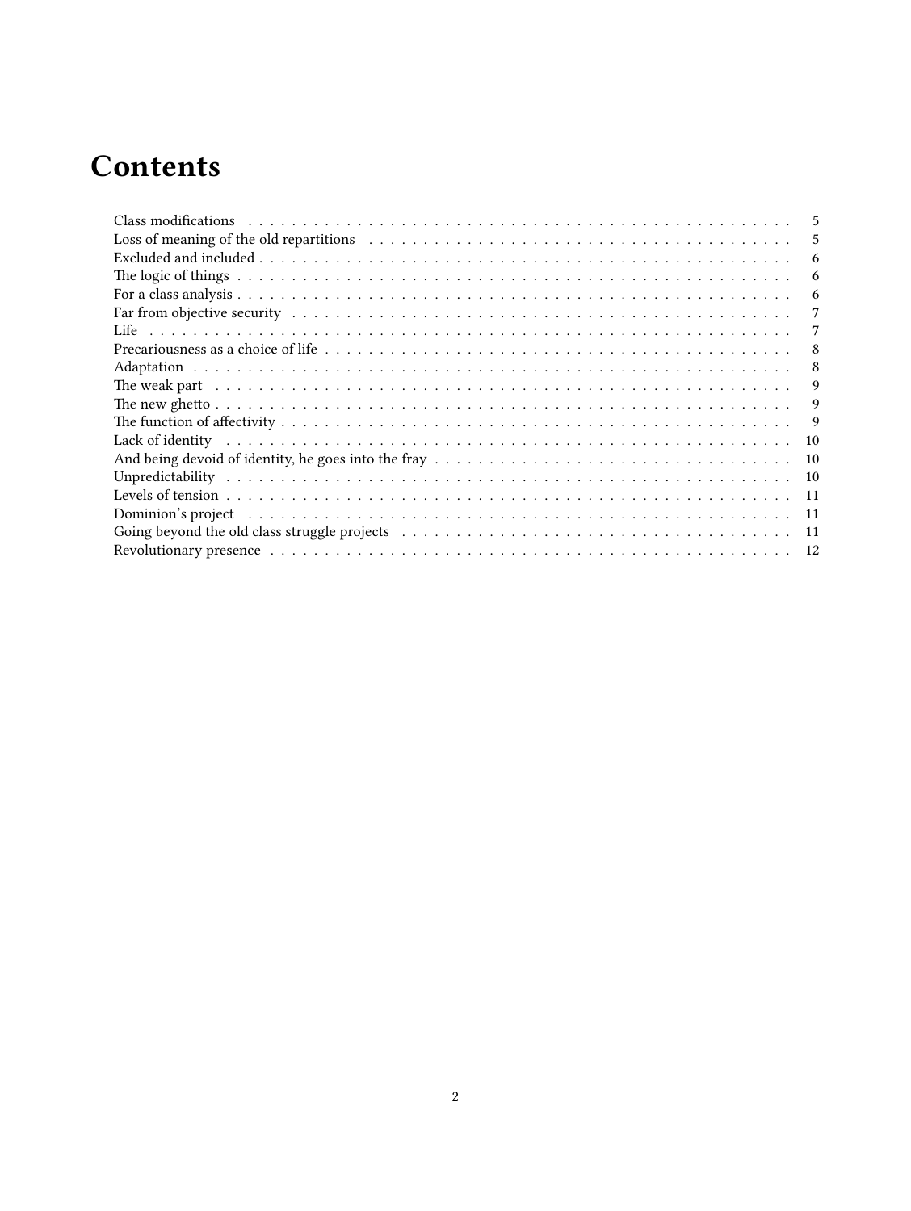# Contents

- Class modifications — 5
- Loss of meaning of the old repartitions — 5
- Excluded and included — 6
- The logic of things — 6
- For a class analysis — 6
- Far from objective security — 7
- Life — 7
- Precariousness as a choice of life — 8
- Adaptation — 8
- The weak part — 9
- The new ghetto — 9
- The function of affectivity — 9
- Lack of identity — 10
- And being devoid of identity, he goes into the fray — 10
- Unpredictability — 10
- Levels of tension — 11
- Dominion's project — 11
- Going beyond the old class struggle projects — 11
- Revolutionary presence — 12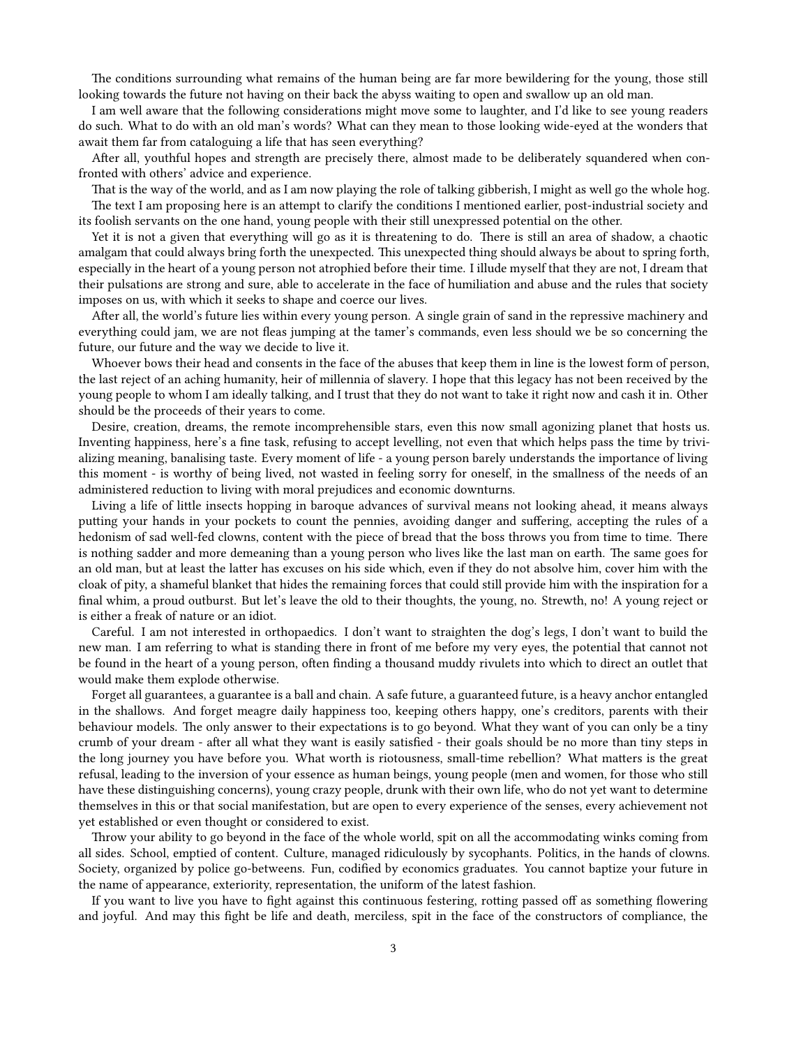The conditions surrounding what remains of the human being are far more bewildering for the young, those still looking towards the future not having on their back the abyss waiting to open and swallow up an old man.

I am well aware that the following considerations might move some to laughter, and I'd like to see young readers do such. What to do with an old man's words? What can they mean to those looking wide-eyed at the wonders that await them far from cataloguing a life that has seen everything?

After all, youthful hopes and strength are precisely there, almost made to be deliberately squandered when confronted with others' advice and experience.

That is the way of the world, and as I am now playing the role of talking gibberish, I might as well go the whole hog.

The text I am proposing here is an attempt to clarify the conditions I mentioned earlier, post-industrial society and its foolish servants on the one hand, young people with their still unexpressed potential on the other.

Yet it is not a given that everything will go as it is threatening to do. There is still an area of shadow, a chaotic amalgam that could always bring forth the unexpected. This unexpected thing should always be about to spring forth, especially in the heart of a young person not atrophied before their time. I illude myself that they are not, I dream that their pulsations are strong and sure, able to accelerate in the face of humiliation and abuse and the rules that society imposes on us, with which it seeks to shape and coerce our lives.

After all, the world's future lies within every young person. A single grain of sand in the repressive machinery and everything could jam, we are not fleas jumping at the tamer's commands, even less should we be so concerning the future, our future and the way we decide to live it.

Whoever bows their head and consents in the face of the abuses that keep them in line is the lowest form of person, the last reject of an aching humanity, heir of millennia of slavery. I hope that this legacy has not been received by the young people to whom I am ideally talking, and I trust that they do not want to take it right now and cash it in. Other should be the proceeds of their years to come.

Desire, creation, dreams, the remote incomprehensible stars, even this now small agonizing planet that hosts us. Inventing happiness, here's a fine task, refusing to accept levelling, not even that which helps pass the time by trivializing meaning, banalising taste. Every moment of life - a young person barely understands the importance of living this moment - is worthy of being lived, not wasted in feeling sorry for oneself, in the smallness of the needs of an administered reduction to living with moral prejudices and economic downturns.

Living a life of little insects hopping in baroque advances of survival means not looking ahead, it means always putting your hands in your pockets to count the pennies, avoiding danger and suffering, accepting the rules of a hedonism of sad well-fed clowns, content with the piece of bread that the boss throws you from time to time. There is nothing sadder and more demeaning than a young person who lives like the last man on earth. The same goes for an old man, but at least the latter has excuses on his side which, even if they do not absolve him, cover him with the cloak of pity, a shameful blanket that hides the remaining forces that could still provide him with the inspiration for a final whim, a proud outburst. But let's leave the old to their thoughts, the young, no. Strewth, no! A young reject or is either a freak of nature or an idiot.

Careful. I am not interested in orthopaedics. I don't want to straighten the dog's legs, I don't want to build the new man. I am referring to what is standing there in front of me before my very eyes, the potential that cannot not be found in the heart of a young person, often finding a thousand muddy rivulets into which to direct an outlet that would make them explode otherwise.

Forget all guarantees, a guarantee is a ball and chain. A safe future, a guaranteed future, is a heavy anchor entangled in the shallows. And forget meagre daily happiness too, keeping others happy, one's creditors, parents with their behaviour models. The only answer to their expectations is to go beyond. What they want of you can only be a tiny crumb of your dream - after all what they want is easily satisfied - their goals should be no more than tiny steps in the long journey you have before you. What worth is riotousness, small-time rebellion? What matters is the great refusal, leading to the inversion of your essence as human beings, young people (men and women, for those who still have these distinguishing concerns), young crazy people, drunk with their own life, who do not yet want to determine themselves in this or that social manifestation, but are open to every experience of the senses, every achievement not yet established or even thought or considered to exist.

Throw your ability to go beyond in the face of the whole world, spit on all the accommodating winks coming from all sides. School, emptied of content. Culture, managed ridiculously by sycophants. Politics, in the hands of clowns. Society, organized by police go-betweens. Fun, codified by economics graduates. You cannot baptize your future in the name of appearance, exteriority, representation, the uniform of the latest fashion.

If you want to live you have to fight against this continuous festering, rotting passed off as something flowering and joyful. And may this fight be life and death, merciless, spit in the face of the constructors of compliance, the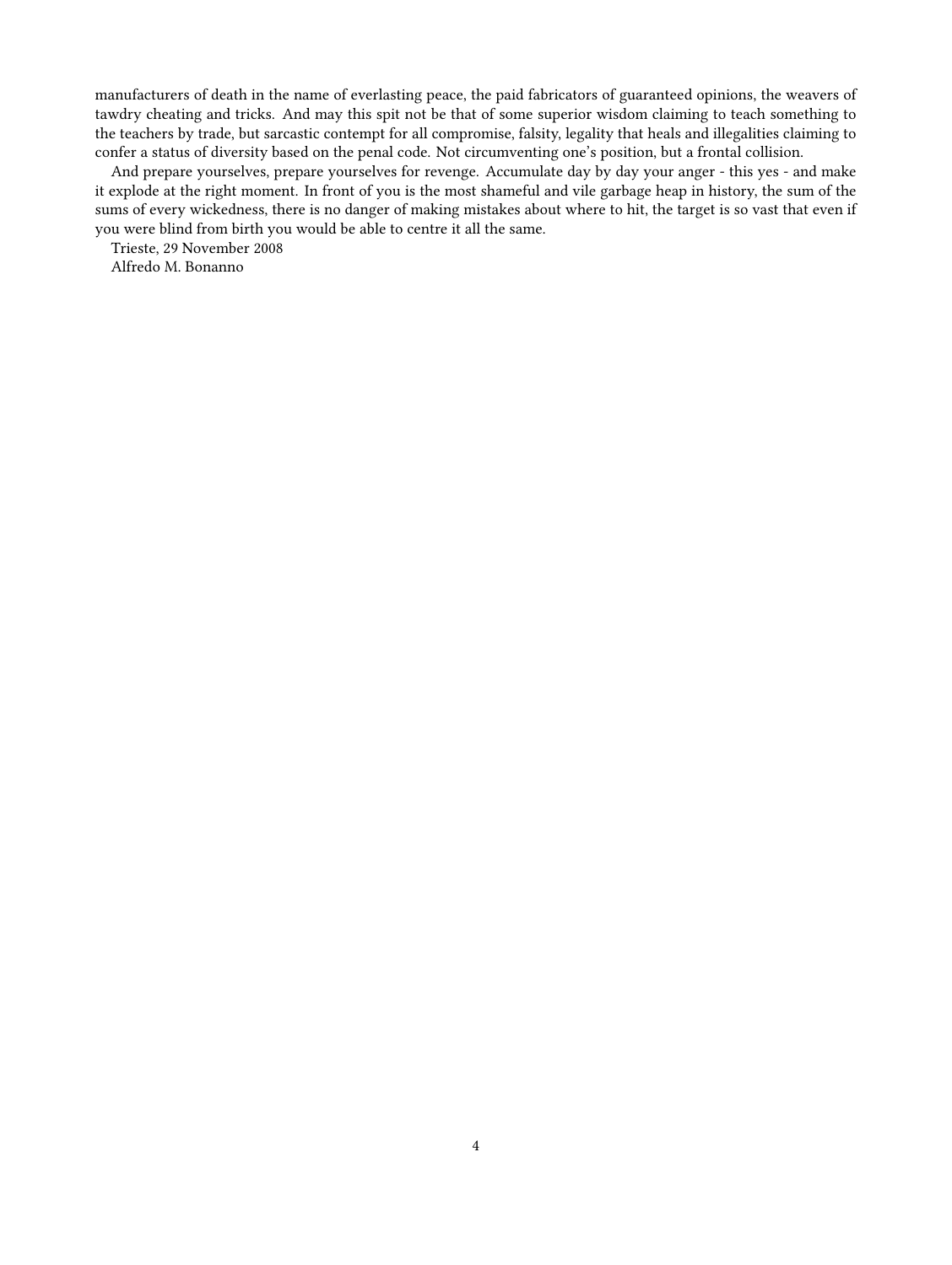manufacturers of death in the name of everlasting peace, the paid fabricators of guaranteed opinions, the weavers of tawdry cheating and tricks. And may this spit not be that of some superior wisdom claiming to teach something to the teachers by trade, but sarcastic contempt for all compromise, falsity, legality that heals and illegalities claiming to confer a status of diversity based on the penal code. Not circumventing one's position, but a frontal collision.

And prepare yourselves, prepare yourselves for revenge. Accumulate day by day your anger - this yes - and make it explode at the right moment. In front of you is the most shameful and vile garbage heap in history, the sum of the sums of every wickedness, there is no danger of making mistakes about where to hit, the target is so vast that even if you were blind from birth you would be able to centre it all the same.

Trieste, 29 November 2008

Alfredo M. Bonanno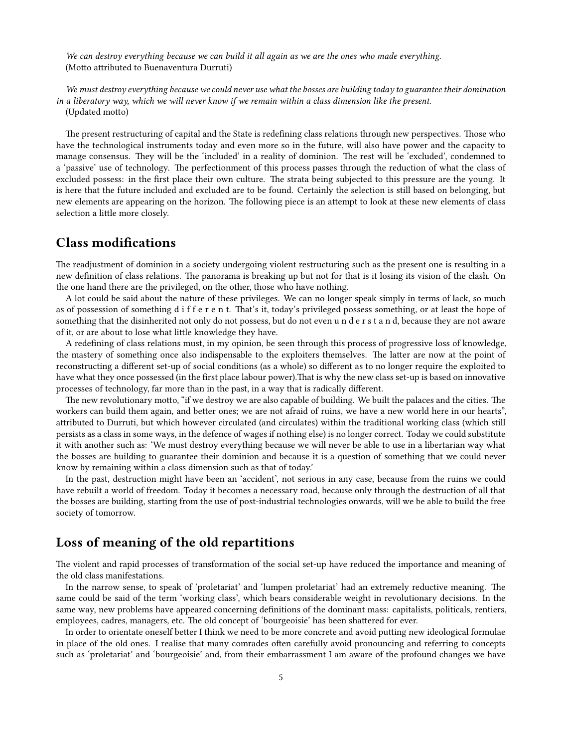*We can destroy everything because we can build it all again as we are the ones who made everything.*
(Motto attributed to Buenaventura Durruti)

*We must destroy everything because we could never use what the bosses are building today to guarantee their domination in a liberatory way, which we will never know if we remain within a class dimension like the present.*
(Updated motto)

The present restructuring of capital and the State is redefining class relations through new perspectives. Those who have the technological instruments today and even more so in the future, will also have power and the capacity to manage consensus. They will be the 'included' in a reality of dominion. The rest will be 'excluded', condemned to a 'passive' use of technology. The perfectionment of this process passes through the reduction of what the class of excluded possess: in the first place their own culture. The strata being subjected to this pressure are the young. It is here that the future included and excluded are to be found. Certainly the selection is still based on belonging, but new elements are appearing on the horizon. The following piece is an attempt to look at these new elements of class selection a little more closely.

## Class modifications

The readjustment of dominion in a society undergoing violent restructuring such as the present one is resulting in a new definition of class relations. The panorama is breaking up but not for that is it losing its vision of the clash. On the one hand there are the privileged, on the other, those who have nothing.

A lot could be said about the nature of these privileges. We can no longer speak simply in terms of lack, so much as of possession of something d i f f e r e n t. That's it, today's privileged possess something, or at least the hope of something that the disinherited not only do not possess, but do not even u n d e r s t a n d, because they are not aware of it, or are about to lose what little knowledge they have.

A redefining of class relations must, in my opinion, be seen through this process of progressive loss of knowledge, the mastery of something once also indispensable to the exploiters themselves. The latter are now at the point of reconstructing a different set-up of social conditions (as a whole) so different as to no longer require the exploited to have what they once possessed (in the first place labour power).That is why the new class set-up is based on innovative processes of technology, far more than in the past, in a way that is radically different.

The new revolutionary motto, "if we destroy we are also capable of building. We built the palaces and the cities. The workers can build them again, and better ones; we are not afraid of ruins, we have a new world here in our hearts", attributed to Durruti, but which however circulated (and circulates) within the traditional working class (which still persists as a class in some ways, in the defence of wages if nothing else) is no longer correct. Today we could substitute it with another such as: 'We must destroy everything because we will never be able to use in a libertarian way what the bosses are building to guarantee their dominion and because it is a question of something that we could never know by remaining within a class dimension such as that of today.'

In the past, destruction might have been an 'accident', not serious in any case, because from the ruins we could have rebuilt a world of freedom. Today it becomes a necessary road, because only through the destruction of all that the bosses are building, starting from the use of post-industrial technologies onwards, will we be able to build the free society of tomorrow.

## Loss of meaning of the old repartitions

The violent and rapid processes of transformation of the social set-up have reduced the importance and meaning of the old class manifestations.

In the narrow sense, to speak of 'proletariat' and 'lumpen proletariat' had an extremely reductive meaning. The same could be said of the term 'working class', which bears considerable weight in revolutionary decisions. In the same way, new problems have appeared concerning definitions of the dominant mass: capitalists, politicals, rentiers, employees, cadres, managers, etc. The old concept of 'bourgeoisie' has been shattered for ever.

In order to orientate oneself better I think we need to be more concrete and avoid putting new ideological formulae in place of the old ones. I realise that many comrades often carefully avoid pronouncing and referring to concepts such as 'proletariat' and 'bourgeoisie' and, from their embarrassment I am aware of the profound changes we have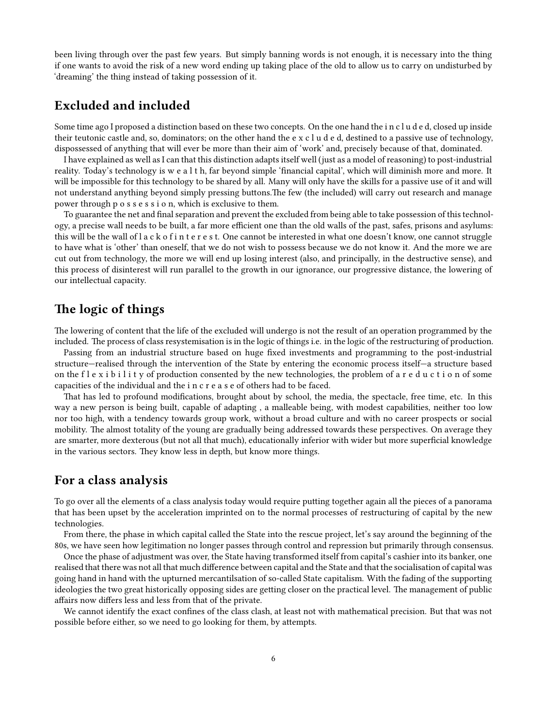been living through over the past few years. But simply banning words is not enough, it is necessary into the thing if one wants to avoid the risk of a new word ending up taking place of the old to allow us to carry on undisturbed by 'dreaming' the thing instead of taking possession of it.

## Excluded and included

Some time ago I proposed a distinction based on these two concepts. On the one hand the i n c l u d e d, closed up inside their teutonic castle and, so, dominators; on the other hand the e x c l u d e d, destined to a passive use of technology, dispossessed of anything that will ever be more than their aim of 'work' and, precisely because of that, dominated.

I have explained as well as I can that this distinction adapts itself well (just as a model of reasoning) to post-industrial reality. Today's technology is w e a l t h, far beyond simple 'financial capital', which will diminish more and more. It will be impossible for this technology to be shared by all. Many will only have the skills for a passive use of it and will not understand anything beyond simply pressing buttons.The few (the included) will carry out research and manage power through p o s s e s s i o n, which is exclusive to them.

To guarantee the net and final separation and prevent the excluded from being able to take possession of this technology, a precise wall needs to be built, a far more efficient one than the old walls of the past, safes, prisons and asylums: this will be the wall of l a c k o f i n t e r e s t. One cannot be interested in what one doesn't know, one cannot struggle to have what is 'other' than oneself, that we do not wish to possess because we do not know it. And the more we are cut out from technology, the more we will end up losing interest (also, and principally, in the destructive sense), and this process of disinterest will run parallel to the growth in our ignorance, our progressive distance, the lowering of our intellectual capacity.

## The logic of things

The lowering of content that the life of the excluded will undergo is not the result of an operation programmed by the included. The process of class resystemisation is in the logic of things i.e. in the logic of the restructuring of production.

Passing from an industrial structure based on huge fixed investments and programming to the post-industrial structure—realised through the intervention of the State by entering the economic process itself—a structure based on the f l e x i b i l i t y of production consented by the new technologies, the problem of a r e d u c t i o n of some capacities of the individual and the i n c r e a s e of others had to be faced.

That has led to profound modifications, brought about by school, the media, the spectacle, free time, etc. In this way a new person is being built, capable of adapting , a malleable being, with modest capabilities, neither too low nor too high, with a tendency towards group work, without a broad culture and with no career prospects or social mobility. The almost totality of the young are gradually being addressed towards these perspectives. On average they are smarter, more dexterous (but not all that much), educationally inferior with wider but more superficial knowledge in the various sectors. They know less in depth, but know more things.

## For a class analysis

To go over all the elements of a class analysis today would require putting together again all the pieces of a panorama that has been upset by the acceleration imprinted on to the normal processes of restructuring of capital by the new technologies.

From there, the phase in which capital called the State into the rescue project, let's say around the beginning of the 80s, we have seen how legitimation no longer passes through control and repression but primarily through consensus.

Once the phase of adjustment was over, the State having transformed itself from capital's cashier into its banker, one realised that there was not all that much difference between capital and the State and that the socialisation of capital was going hand in hand with the upturned mercantilsation of so-called State capitalism. With the fading of the supporting ideologies the two great historically opposing sides are getting closer on the practical level. The management of public affairs now differs less and less from that of the private.

We cannot identify the exact confines of the class clash, at least not with mathematical precision. But that was not possible before either, so we need to go looking for them, by attempts.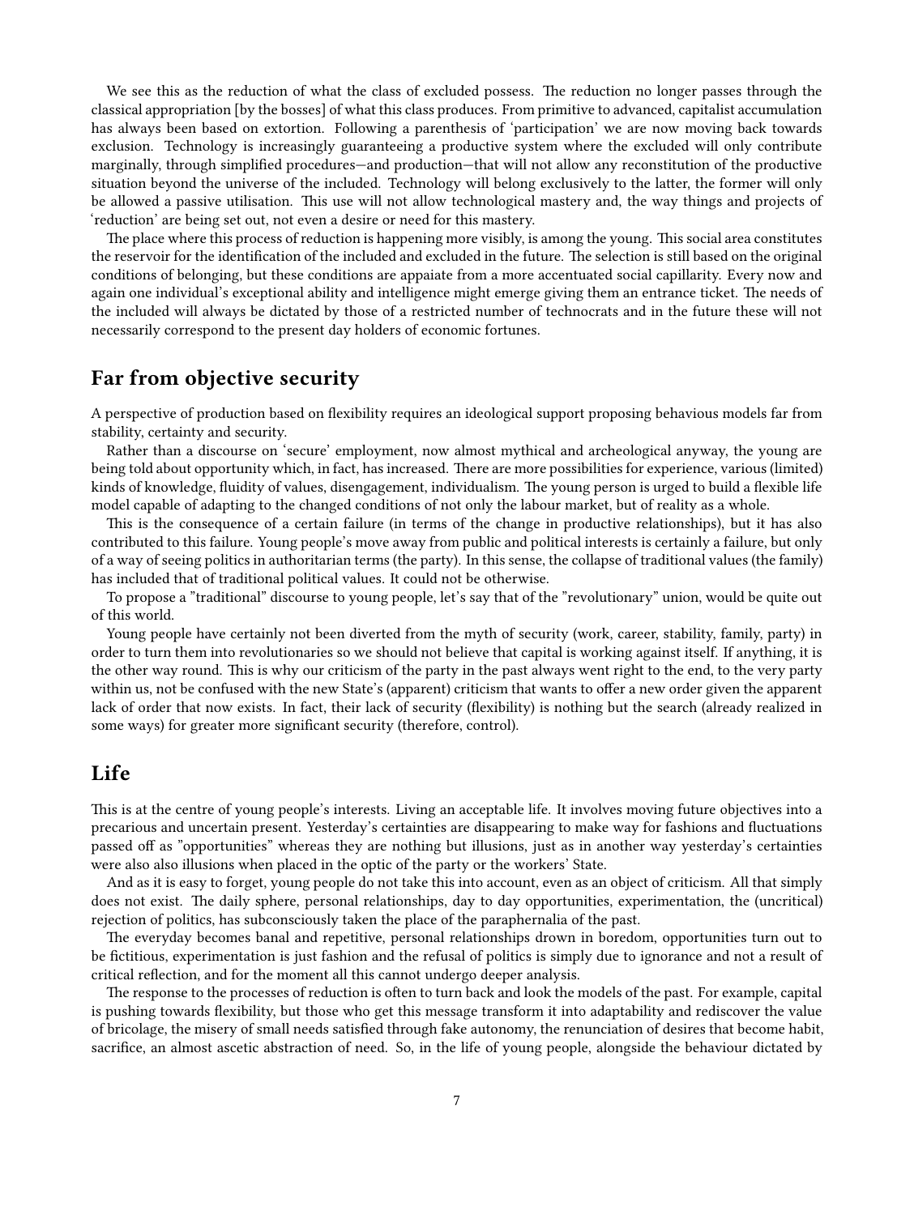We see this as the reduction of what the class of excluded possess. The reduction no longer passes through the classical appropriation [by the bosses] of what this class produces. From primitive to advanced, capitalist accumulation has always been based on extortion. Following a parenthesis of 'participation' we are now moving back towards exclusion. Technology is increasingly guaranteeing a productive system where the excluded will only contribute marginally, through simplified procedures—and production—that will not allow any reconstitution of the productive situation beyond the universe of the included. Technology will belong exclusively to the latter, the former will only be allowed a passive utilisation. This use will not allow technological mastery and, the way things and projects of 'reduction' are being set out, not even a desire or need for this mastery.

The place where this process of reduction is happening more visibly, is among the young. This social area constitutes the reservoir for the identification of the included and excluded in the future. The selection is still based on the original conditions of belonging, but these conditions are appaiate from a more accentuated social capillarity. Every now and again one individual's exceptional ability and intelligence might emerge giving them an entrance ticket. The needs of the included will always be dictated by those of a restricted number of technocrats and in the future these will not necessarily correspond to the present day holders of economic fortunes.

## Far from objective security

A perspective of production based on flexibility requires an ideological support proposing behavious models far from stability, certainty and security.

Rather than a discourse on 'secure' employment, now almost mythical and archeological anyway, the young are being told about opportunity which, in fact, has increased. There are more possibilities for experience, various (limited) kinds of knowledge, fluidity of values, disengagement, individualism. The young person is urged to build a flexible life model capable of adapting to the changed conditions of not only the labour market, but of reality as a whole.

This is the consequence of a certain failure (in terms of the change in productive relationships), but it has also contributed to this failure. Young people's move away from public and political interests is certainly a failure, but only of a way of seeing politics in authoritarian terms (the party). In this sense, the collapse of traditional values (the family) has included that of traditional political values. It could not be otherwise.

To propose a "traditional" discourse to young people, let's say that of the "revolutionary" union, would be quite out of this world.

Young people have certainly not been diverted from the myth of security (work, career, stability, family, party) in order to turn them into revolutionaries so we should not believe that capital is working against itself. If anything, it is the other way round. This is why our criticism of the party in the past always went right to the end, to the very party within us, not be confused with the new State's (apparent) criticism that wants to offer a new order given the apparent lack of order that now exists. In fact, their lack of security (flexibility) is nothing but the search (already realized in some ways) for greater more significant security (therefore, control).

## Life

This is at the centre of young people's interests. Living an acceptable life. It involves moving future objectives into a precarious and uncertain present. Yesterday's certainties are disappearing to make way for fashions and fluctuations passed off as "opportunities" whereas they are nothing but illusions, just as in another way yesterday's certainties were also also illusions when placed in the optic of the party or the workers' State.

And as it is easy to forget, young people do not take this into account, even as an object of criticism. All that simply does not exist. The daily sphere, personal relationships, day to day opportunities, experimentation, the (uncritical) rejection of politics, has subconsciously taken the place of the paraphernalia of the past.

The everyday becomes banal and repetitive, personal relationships drown in boredom, opportunities turn out to be fictitious, experimentation is just fashion and the refusal of politics is simply due to ignorance and not a result of critical reflection, and for the moment all this cannot undergo deeper analysis.

The response to the processes of reduction is often to turn back and look the models of the past. For example, capital is pushing towards flexibility, but those who get this message transform it into adaptability and rediscover the value of bricolage, the misery of small needs satisfied through fake autonomy, the renunciation of desires that become habit, sacrifice, an almost ascetic abstraction of need. So, in the life of young people, alongside the behaviour dictated by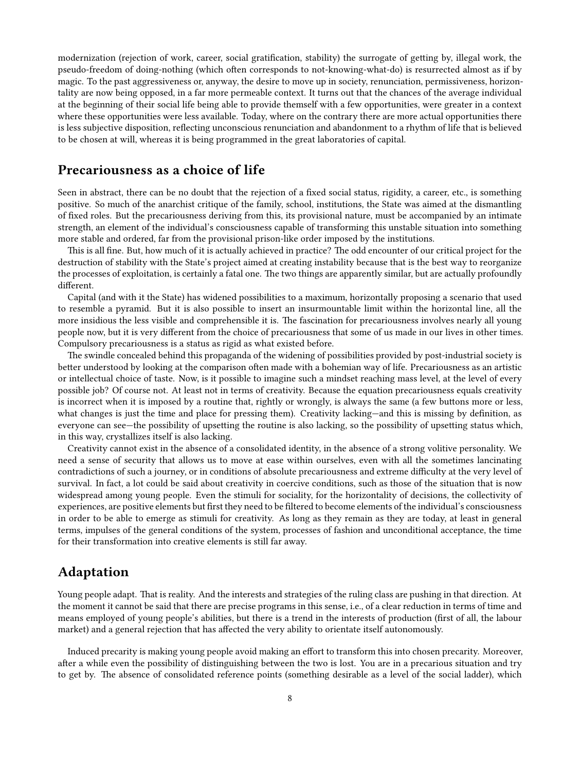modernization (rejection of work, career, social gratification, stability) the surrogate of getting by, illegal work, the pseudo-freedom of doing-nothing (which often corresponds to not-knowing-what-do) is resurrected almost as if by magic. To the past aggressiveness or, anyway, the desire to move up in society, renunciation, permissiveness, horizontality are now being opposed, in a far more permeable context. It turns out that the chances of the average individual at the beginning of their social life being able to provide themself with a few opportunities, were greater in a context where these opportunities were less available. Today, where on the contrary there are more actual opportunities there is less subjective disposition, reflecting unconscious renunciation and abandonment to a rhythm of life that is believed to be chosen at will, whereas it is being programmed in the great laboratories of capital.

## Precariousness as a choice of life

Seen in abstract, there can be no doubt that the rejection of a fixed social status, rigidity, a career, etc., is something positive. So much of the anarchist critique of the family, school, institutions, the State was aimed at the dismantling of fixed roles. But the precariousness deriving from this, its provisional nature, must be accompanied by an intimate strength, an element of the individual's consciousness capable of transforming this unstable situation into something more stable and ordered, far from the provisional prison-like order imposed by the institutions.

This is all fine. But, how much of it is actually achieved in practice? The odd encounter of our critical project for the destruction of stability with the State's project aimed at creating instability because that is the best way to reorganize the processes of exploitation, is certainly a fatal one. The two things are apparently similar, but are actually profoundly different.

Capital (and with it the State) has widened possibilities to a maximum, horizontally proposing a scenario that used to resemble a pyramid. But it is also possible to insert an insurmountable limit within the horizontal line, all the more insidious the less visible and comprehensible it is. The fascination for precariousness involves nearly all young people now, but it is very different from the choice of precariousness that some of us made in our lives in other times. Compulsory precariousness is a status as rigid as what existed before.

The swindle concealed behind this propaganda of the widening of possibilities provided by post-industrial society is better understood by looking at the comparison often made with a bohemian way of life. Precariousness as an artistic or intellectual choice of taste. Now, is it possible to imagine such a mindset reaching mass level, at the level of every possible job? Of course not. At least not in terms of creativity. Because the equation precariousness equals creativity is incorrect when it is imposed by a routine that, rightly or wrongly, is always the same (a few buttons more or less, what changes is just the time and place for pressing them). Creativity lacking—and this is missing by definition, as everyone can see—the possibility of upsetting the routine is also lacking, so the possibility of upsetting status which, in this way, crystallizes itself is also lacking.

Creativity cannot exist in the absence of a consolidated identity, in the absence of a strong volitive personality. We need a sense of security that allows us to move at ease within ourselves, even with all the sometimes lancinating contradictions of such a journey, or in conditions of absolute precariousness and extreme difficulty at the very level of survival. In fact, a lot could be said about creativity in coercive conditions, such as those of the situation that is now widespread among young people. Even the stimuli for sociality, for the horizontality of decisions, the collectivity of experiences, are positive elements but first they need to be filtered to become elements of the individual's consciousness in order to be able to emerge as stimuli for creativity. As long as they remain as they are today, at least in general terms, impulses of the general conditions of the system, processes of fashion and unconditional acceptance, the time for their transformation into creative elements is still far away.

## Adaptation

Young people adapt. That is reality. And the interests and strategies of the ruling class are pushing in that direction. At the moment it cannot be said that there are precise programs in this sense, i.e., of a clear reduction in terms of time and means employed of young people's abilities, but there is a trend in the interests of production (first of all, the labour market) and a general rejection that has affected the very ability to orientate itself autonomously.

Induced precarity is making young people avoid making an effort to transform this into chosen precarity. Moreover, after a while even the possibility of distinguishing between the two is lost. You are in a precarious situation and try to get by. The absence of consolidated reference points (something desirable as a level of the social ladder), which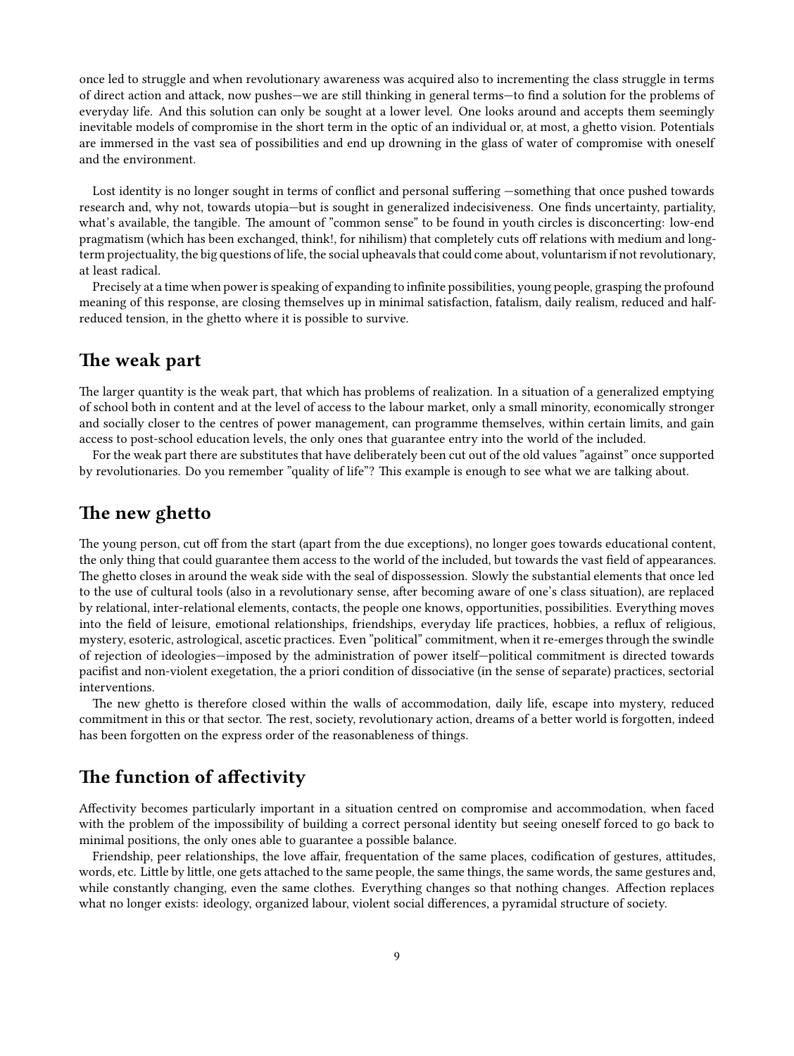once led to struggle and when revolutionary awareness was acquired also to incrementing the class struggle in terms of direct action and attack, now pushes—we are still thinking in general terms—to find a solution for the problems of everyday life. And this solution can only be sought at a lower level. One looks around and accepts them seemingly inevitable models of compromise in the short term in the optic of an individual or, at most, a ghetto vision. Potentials are immersed in the vast sea of possibilities and end up drowning in the glass of water of compromise with oneself and the environment.

Lost identity is no longer sought in terms of conflict and personal suffering —something that once pushed towards research and, why not, towards utopia—but is sought in generalized indecisiveness. One finds uncertainty, partiality, what's available, the tangible. The amount of "common sense" to be found in youth circles is disconcerting: low-end pragmatism (which has been exchanged, think!, for nihilism) that completely cuts off relations with medium and long-term projectuality, the big questions of life, the social upheavals that could come about, voluntarism if not revolutionary, at least radical.

Precisely at a time when power is speaking of expanding to infinite possibilities, young people, grasping the profound meaning of this response, are closing themselves up in minimal satisfaction, fatalism, daily realism, reduced and half-reduced tension, in the ghetto where it is possible to survive.

## The weak part

The larger quantity is the weak part, that which has problems of realization. In a situation of a generalized emptying of school both in content and at the level of access to the labour market, only a small minority, economically stronger and socially closer to the centres of power management, can programme themselves, within certain limits, and gain access to post-school education levels, the only ones that guarantee entry into the world of the included.

For the weak part there are substitutes that have deliberately been cut out of the old values "against" once supported by revolutionaries. Do you remember "quality of life"? This example is enough to see what we are talking about.

## The new ghetto

The young person, cut off from the start (apart from the due exceptions), no longer goes towards educational content, the only thing that could guarantee them access to the world of the included, but towards the vast field of appearances. The ghetto closes in around the weak side with the seal of dispossession. Slowly the substantial elements that once led to the use of cultural tools (also in a revolutionary sense, after becoming aware of one's class situation), are replaced by relational, inter-relational elements, contacts, the people one knows, opportunities, possibilities. Everything moves into the field of leisure, emotional relationships, friendships, everyday life practices, hobbies, a reflux of religious, mystery, esoteric, astrological, ascetic practices. Even "political" commitment, when it re-emerges through the swindle of rejection of ideologies—imposed by the administration of power itself—political commitment is directed towards pacifist and non-violent exegetation, the a priori condition of dissociative (in the sense of separate) practices, sectorial interventions.

The new ghetto is therefore closed within the walls of accommodation, daily life, escape into mystery, reduced commitment in this or that sector. The rest, society, revolutionary action, dreams of a better world is forgotten, indeed has been forgotten on the express order of the reasonableness of things.

## The function of affectivity

Affectivity becomes particularly important in a situation centred on compromise and accommodation, when faced with the problem of the impossibility of building a correct personal identity but seeing oneself forced to go back to minimal positions, the only ones able to guarantee a possible balance.

Friendship, peer relationships, the love affair, frequentation of the same places, codification of gestures, attitudes, words, etc. Little by little, one gets attached to the same people, the same things, the same words, the same gestures and, while constantly changing, even the same clothes. Everything changes so that nothing changes. Affection replaces what no longer exists: ideology, organized labour, violent social differences, a pyramidal structure of society.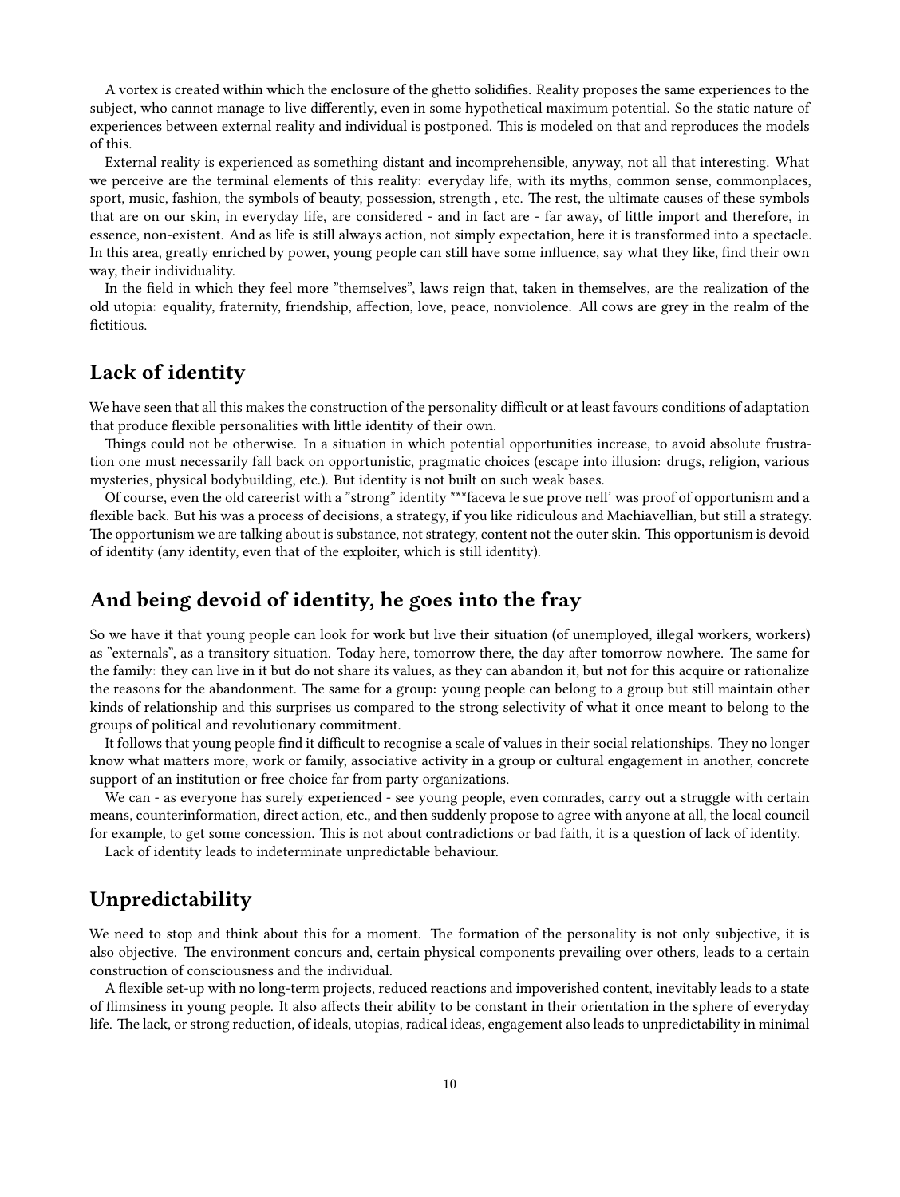A vortex is created within which the enclosure of the ghetto solidifies. Reality proposes the same experiences to the subject, who cannot manage to live differently, even in some hypothetical maximum potential. So the static nature of experiences between external reality and individual is postponed. This is modeled on that and reproduces the models of this.

External reality is experienced as something distant and incomprehensible, anyway, not all that interesting. What we perceive are the terminal elements of this reality: everyday life, with its myths, common sense, commonplaces, sport, music, fashion, the symbols of beauty, possession, strength , etc. The rest, the ultimate causes of these symbols that are on our skin, in everyday life, are considered - and in fact are - far away, of little import and therefore, in essence, non-existent. And as life is still always action, not simply expectation, here it is transformed into a spectacle. In this area, greatly enriched by power, young people can still have some influence, say what they like, find their own way, their individuality.

In the field in which they feel more "themselves", laws reign that, taken in themselves, are the realization of the old utopia: equality, fraternity, friendship, affection, love, peace, nonviolence. All cows are grey in the realm of the fictitious.

## Lack of identity

We have seen that all this makes the construction of the personality difficult or at least favours conditions of adaptation that produce flexible personalities with little identity of their own.

Things could not be otherwise. In a situation in which potential opportunities increase, to avoid absolute frustration one must necessarily fall back on opportunistic, pragmatic choices (escape into illusion: drugs, religion, various mysteries, physical bodybuilding, etc.). But identity is not built on such weak bases.

Of course, even the old careerist with a "strong" identity ***faceva le sue prove nell' was proof of opportunism and a flexible back. But his was a process of decisions, a strategy, if you like ridiculous and Machiavellian, but still a strategy. The opportunism we are talking about is substance, not strategy, content not the outer skin. This opportunism is devoid of identity (any identity, even that of the exploiter, which is still identity).

## And being devoid of identity, he goes into the fray

So we have it that young people can look for work but live their situation (of unemployed, illegal workers, workers) as "externals", as a transitory situation. Today here, tomorrow there, the day after tomorrow nowhere. The same for the family: they can live in it but do not share its values, as they can abandon it, but not for this acquire or rationalize the reasons for the abandonment. The same for a group: young people can belong to a group but still maintain other kinds of relationship and this surprises us compared to the strong selectivity of what it once meant to belong to the groups of political and revolutionary commitment.

It follows that young people find it difficult to recognise a scale of values in their social relationships. They no longer know what matters more, work or family, associative activity in a group or cultural engagement in another, concrete support of an institution or free choice far from party organizations.

We can - as everyone has surely experienced - see young people, even comrades, carry out a struggle with certain means, counterinformation, direct action, etc., and then suddenly propose to agree with anyone at all, the local council for example, to get some concession. This is not about contradictions or bad faith, it is a question of lack of identity.

Lack of identity leads to indeterminate unpredictable behaviour.

## Unpredictability

We need to stop and think about this for a moment. The formation of the personality is not only subjective, it is also objective. The environment concurs and, certain physical components prevailing over others, leads to a certain construction of consciousness and the individual.

A flexible set-up with no long-term projects, reduced reactions and impoverished content, inevitably leads to a state of flimsiness in young people. It also affects their ability to be constant in their orientation in the sphere of everyday life. The lack, or strong reduction, of ideals, utopias, radical ideas, engagement also leads to unpredictability in minimal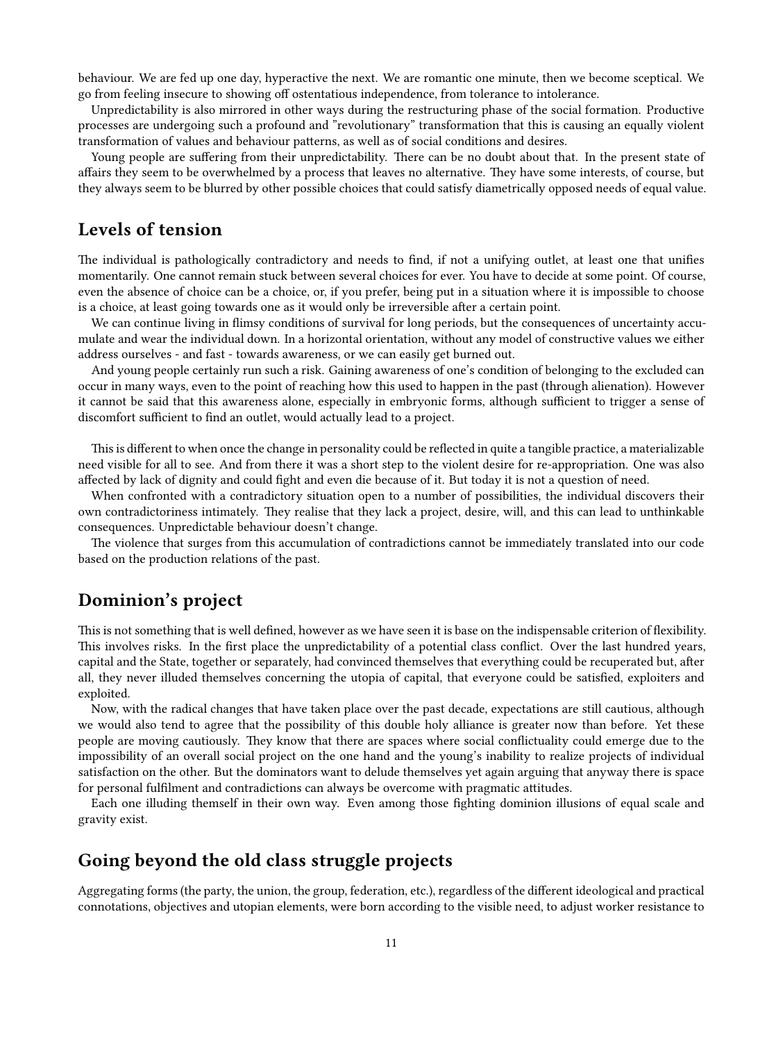behaviour. We are fed up one day, hyperactive the next. We are romantic one minute, then we become sceptical. We go from feeling insecure to showing off ostentatious independence, from tolerance to intolerance.

Unpredictability is also mirrored in other ways during the restructuring phase of the social formation. Productive processes are undergoing such a profound and "revolutionary" transformation that this is causing an equally violent transformation of values and behaviour patterns, as well as of social conditions and desires.

Young people are suffering from their unpredictability. There can be no doubt about that. In the present state of affairs they seem to be overwhelmed by a process that leaves no alternative. They have some interests, of course, but they always seem to be blurred by other possible choices that could satisfy diametrically opposed needs of equal value.

## Levels of tension

The individual is pathologically contradictory and needs to find, if not a unifying outlet, at least one that unifies momentarily. One cannot remain stuck between several choices for ever. You have to decide at some point. Of course, even the absence of choice can be a choice, or, if you prefer, being put in a situation where it is impossible to choose is a choice, at least going towards one as it would only be irreversible after a certain point.

We can continue living in flimsy conditions of survival for long periods, but the consequences of uncertainty accumulate and wear the individual down. In a horizontal orientation, without any model of constructive values we either address ourselves - and fast - towards awareness, or we can easily get burned out.

And young people certainly run such a risk. Gaining awareness of one's condition of belonging to the excluded can occur in many ways, even to the point of reaching how this used to happen in the past (through alienation). However it cannot be said that this awareness alone, especially in embryonic forms, although sufficient to trigger a sense of discomfort sufficient to find an outlet, would actually lead to a project.

This is different to when once the change in personality could be reflected in quite a tangible practice, a materializable need visible for all to see. And from there it was a short step to the violent desire for re-appropriation. One was also affected by lack of dignity and could fight and even die because of it. But today it is not a question of need.

When confronted with a contradictory situation open to a number of possibilities, the individual discovers their own contradictoriness intimately. They realise that they lack a project, desire, will, and this can lead to unthinkable consequences. Unpredictable behaviour doesn't change.

The violence that surges from this accumulation of contradictions cannot be immediately translated into our code based on the production relations of the past.

## Dominion's project

This is not something that is well defined, however as we have seen it is base on the indispensable criterion of flexibility. This involves risks. In the first place the unpredictability of a potential class conflict. Over the last hundred years, capital and the State, together or separately, had convinced themselves that everything could be recuperated but, after all, they never illuded themselves concerning the utopia of capital, that everyone could be satisfied, exploiters and exploited.

Now, with the radical changes that have taken place over the past decade, expectations are still cautious, although we would also tend to agree that the possibility of this double holy alliance is greater now than before. Yet these people are moving cautiously. They know that there are spaces where social conflictuality could emerge due to the impossibility of an overall social project on the one hand and the young's inability to realize projects of individual satisfaction on the other. But the dominators want to delude themselves yet again arguing that anyway there is space for personal fulfilment and contradictions can always be overcome with pragmatic attitudes.

Each one illuding themself in their own way. Even among those fighting dominion illusions of equal scale and gravity exist.

## Going beyond the old class struggle projects

Aggregating forms (the party, the union, the group, federation, etc.), regardless of the different ideological and practical connotations, objectives and utopian elements, were born according to the visible need, to adjust worker resistance to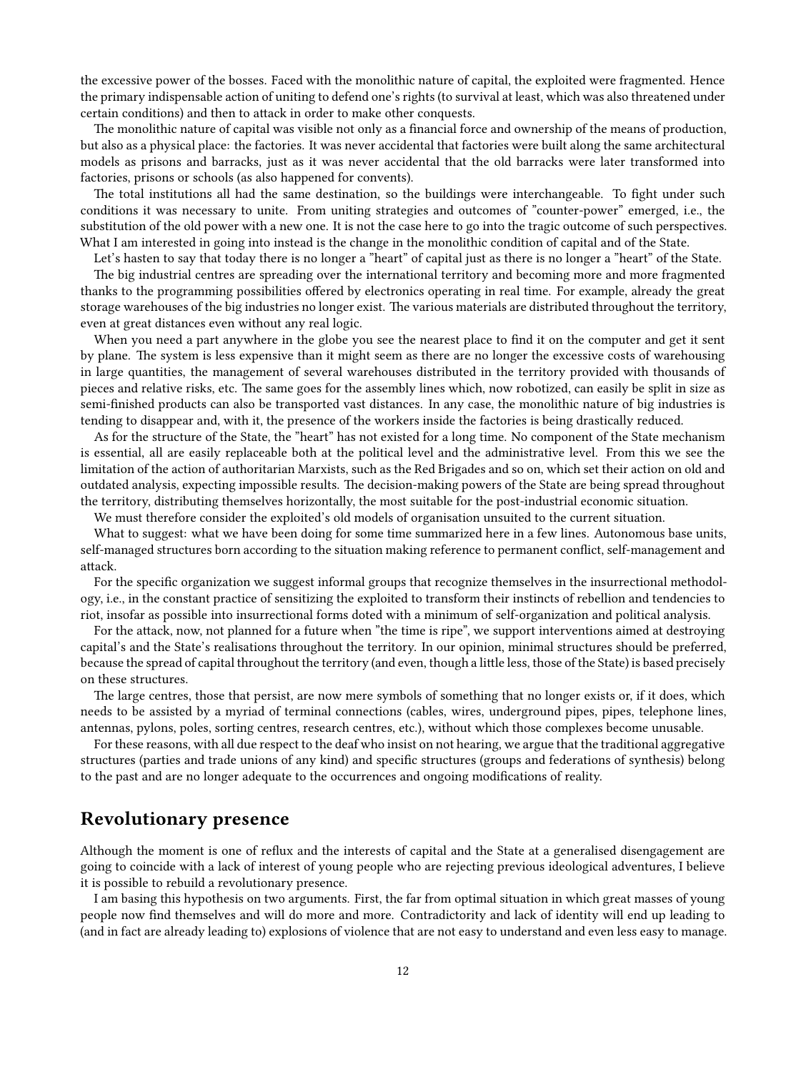the excessive power of the bosses. Faced with the monolithic nature of capital, the exploited were fragmented. Hence the primary indispensable action of uniting to defend one's rights (to survival at least, which was also threatened under certain conditions) and then to attack in order to make other conquests.

The monolithic nature of capital was visible not only as a financial force and ownership of the means of production, but also as a physical place: the factories. It was never accidental that factories were built along the same architectural models as prisons and barracks, just as it was never accidental that the old barracks were later transformed into factories, prisons or schools (as also happened for convents).

The total institutions all had the same destination, so the buildings were interchangeable. To fight under such conditions it was necessary to unite. From uniting strategies and outcomes of "counter-power" emerged, i.e., the substitution of the old power with a new one. It is not the case here to go into the tragic outcome of such perspectives. What I am interested in going into instead is the change in the monolithic condition of capital and of the State.

Let's hasten to say that today there is no longer a "heart" of capital just as there is no longer a "heart" of the State.

The big industrial centres are spreading over the international territory and becoming more and more fragmented thanks to the programming possibilities offered by electronics operating in real time. For example, already the great storage warehouses of the big industries no longer exist. The various materials are distributed throughout the territory, even at great distances even without any real logic.

When you need a part anywhere in the globe you see the nearest place to find it on the computer and get it sent by plane. The system is less expensive than it might seem as there are no longer the excessive costs of warehousing in large quantities, the management of several warehouses distributed in the territory provided with thousands of pieces and relative risks, etc. The same goes for the assembly lines which, now robotized, can easily be split in size as semi-finished products can also be transported vast distances. In any case, the monolithic nature of big industries is tending to disappear and, with it, the presence of the workers inside the factories is being drastically reduced.

As for the structure of the State, the "heart" has not existed for a long time. No component of the State mechanism is essential, all are easily replaceable both at the political level and the administrative level. From this we see the limitation of the action of authoritarian Marxists, such as the Red Brigades and so on, which set their action on old and outdated analysis, expecting impossible results. The decision-making powers of the State are being spread throughout the territory, distributing themselves horizontally, the most suitable for the post-industrial economic situation.

We must therefore consider the exploited's old models of organisation unsuited to the current situation.

What to suggest: what we have been doing for some time summarized here in a few lines. Autonomous base units, self-managed structures born according to the situation making reference to permanent conflict, self-management and attack.

For the specific organization we suggest informal groups that recognize themselves in the insurrectional methodology, i.e., in the constant practice of sensitizing the exploited to transform their instincts of rebellion and tendencies to riot, insofar as possible into insurrectional forms doted with a minimum of self-organization and political analysis.

For the attack, now, not planned for a future when "the time is ripe", we support interventions aimed at destroying capital's and the State's realisations throughout the territory. In our opinion, minimal structures should be preferred, because the spread of capital throughout the territory (and even, though a little less, those of the State) is based precisely on these structures.

The large centres, those that persist, are now mere symbols of something that no longer exists or, if it does, which needs to be assisted by a myriad of terminal connections (cables, wires, underground pipes, pipes, telephone lines, antennas, pylons, poles, sorting centres, research centres, etc.), without which those complexes become unusable.

For these reasons, with all due respect to the deaf who insist on not hearing, we argue that the traditional aggregative structures (parties and trade unions of any kind) and specific structures (groups and federations of synthesis) belong to the past and are no longer adequate to the occurrences and ongoing modifications of reality.

## Revolutionary presence

Although the moment is one of reflux and the interests of capital and the State at a generalised disengagement are going to coincide with a lack of interest of young people who are rejecting previous ideological adventures, I believe it is possible to rebuild a revolutionary presence.

I am basing this hypothesis on two arguments. First, the far from optimal situation in which great masses of young people now find themselves and will do more and more. Contradictority and lack of identity will end up leading to (and in fact are already leading to) explosions of violence that are not easy to understand and even less easy to manage.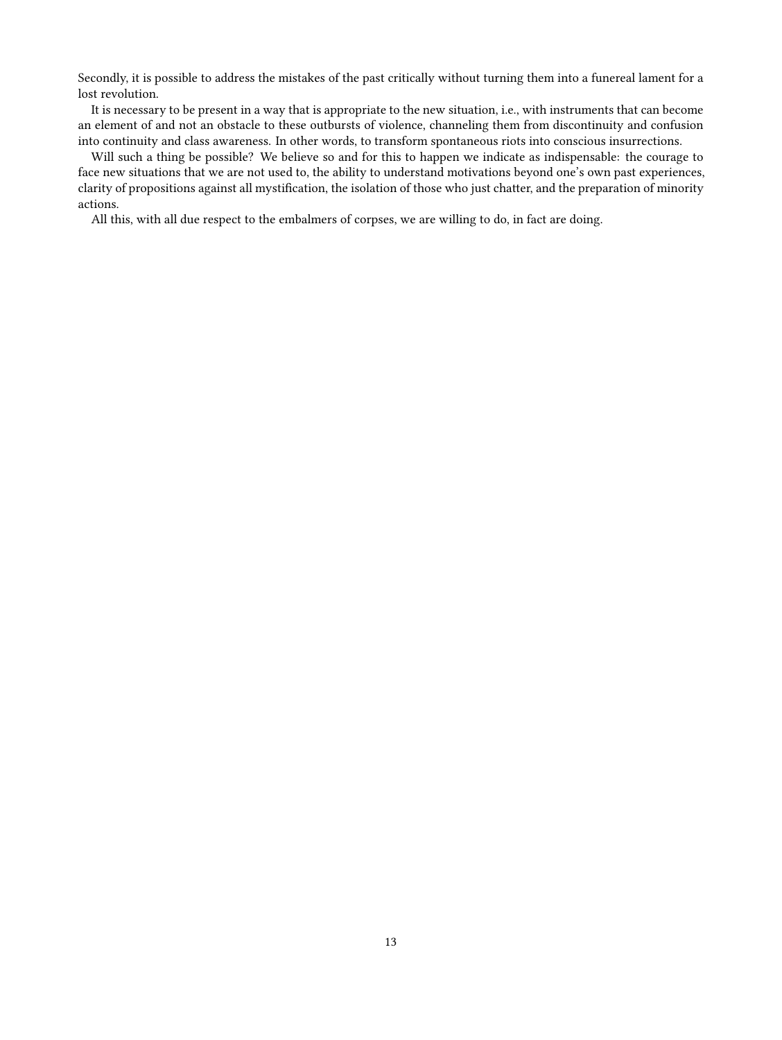Secondly, it is possible to address the mistakes of the past critically without turning them into a funereal lament for a lost revolution.

It is necessary to be present in a way that is appropriate to the new situation, i.e., with instruments that can become an element of and not an obstacle to these outbursts of violence, channeling them from discontinuity and confusion into continuity and class awareness. In other words, to transform spontaneous riots into conscious insurrections.

Will such a thing be possible? We believe so and for this to happen we indicate as indispensable: the courage to face new situations that we are not used to, the ability to understand motivations beyond one's own past experiences, clarity of propositions against all mystification, the isolation of those who just chatter, and the preparation of minority actions.

All this, with all due respect to the embalmers of corpses, we are willing to do, in fact are doing.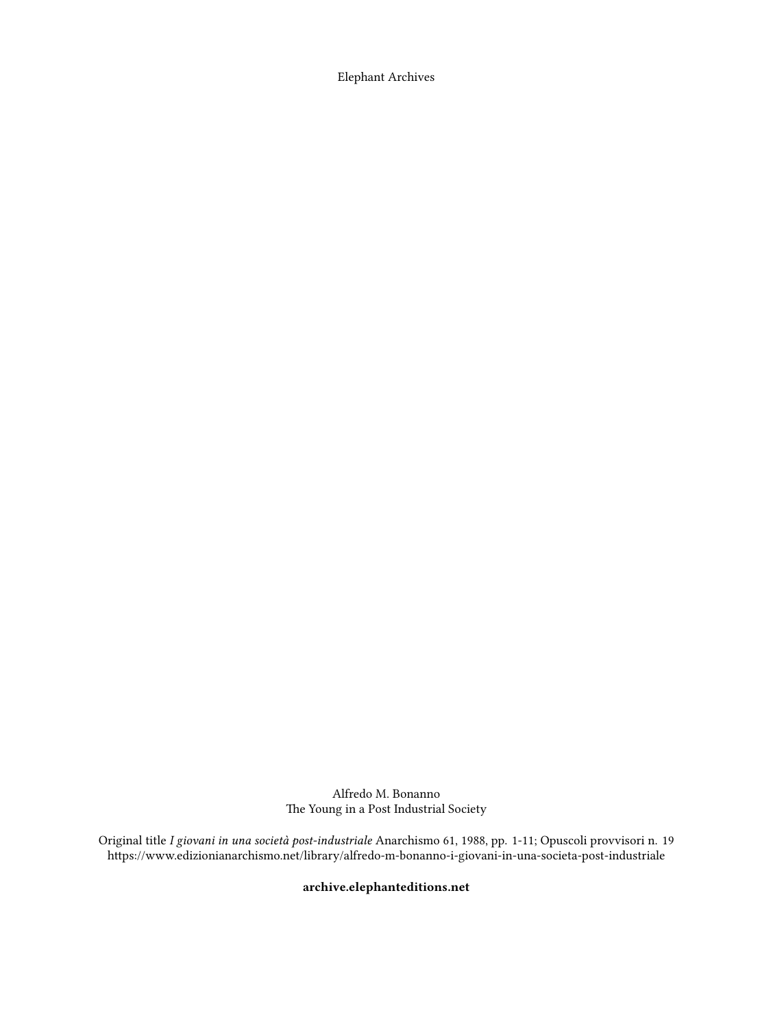Elephant Archives

Alfredo M. Bonanno
The Young in a Post Industrial Society

Original title *I giovani in una società post-industriale* Anarchismo 61, 1988, pp. 1-11; Opuscoli provvisori n. 19
https://www.edizionianarchismo.net/library/alfredo-m-bonanno-i-giovani-in-una-societa-post-industriale

**archive.elephanteditions.net**